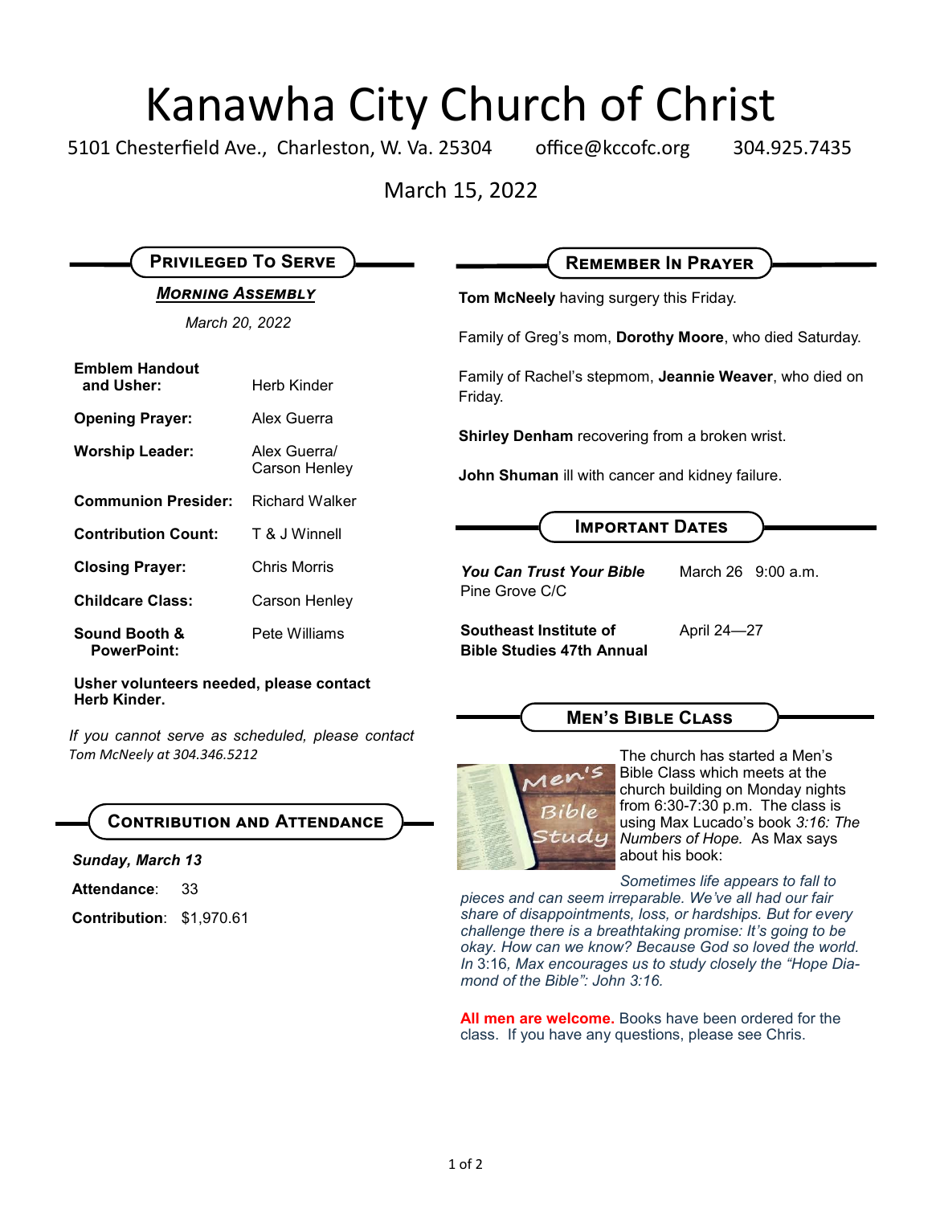# Kanawha City Church of Christ

5101 Chesterfield Ave., Charleston, W. Va. 25304 office@kccofc.org 304.925.7435

March 15, 2022

## Privileged To Serve

***Morning Assembly***

*March 20, 2022*

| | |
|---|---|
| **Emblem Handout and Usher:** | Herb Kinder |
| **Opening Prayer:** | Alex Guerra |
| **Worship Leader:** | Alex Guerra/ Carson Henley |
| **Communion Presider:** | Richard Walker |
| **Contribution Count:** | T & J Winnell |
| **Closing Prayer:** | Chris Morris |
| **Childcare Class:** | Carson Henley |
| **Sound Booth & PowerPoint:** | Pete Williams |

**Usher volunteers needed, please contact Herb Kinder.**

*If you cannot serve as scheduled, please contact Tom McNeely at 304.346.5212*

## Contribution and Attendance

***Sunday, March 13***

**Attendance**: 33

**Contribution**: $1,970.61

## Remember In Prayer

**Tom McNeely** having surgery this Friday.

Family of Greg's mom, **Dorothy Moore**, who died Saturday.

Family of Rachel's stepmom, **Jeannie Weaver**, who died on Friday.

**Shirley Denham** recovering from a broken wrist.

**John Shuman** ill with cancer and kidney failure.

## Important Dates

| | |
|---|---|
| ***You Can Trust Your Bible*** Pine Grove C/C | March 26 9:00 a.m. |
| **Southeast Institute of Bible Studies 47th Annual** | April 24—27 |

## Men's Bible Class

The church has started a Men's Bible Class which meets at the church building on Monday nights from 6:30-7:30 p.m. The class is using Max Lucado's book *3:16: The Numbers of Hope.* As Max says about his book:

*Sometimes life appears to fall to pieces and can seem irreparable. We've all had our fair share of disappointments, loss, or hardships. But for every challenge there is a breathtaking promise: It's going to be okay. How can we know? Because God so loved the world. In* 3:16*, Max encourages us to study closely the "Hope Diamond of the Bible": John 3:16.*

**All men are welcome.** Books have been ordered for the class. If you have any questions, please see Chris.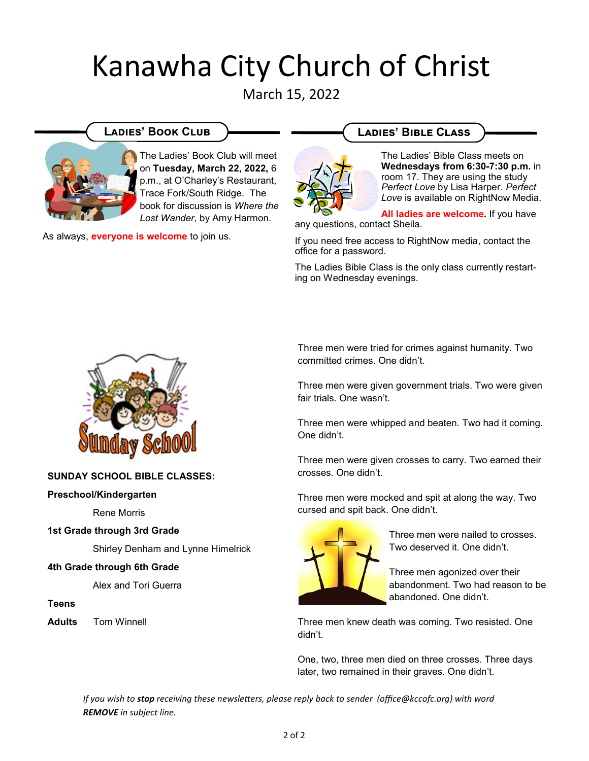# Kanawha City Church of Christ

March 15, 2022

## Ladies' Book Club

The Ladies' Book Club will meet on **Tuesday, March 22, 2022,** 6 p.m., at O'Charley's Restaurant, Trace Fork/South Ridge. The book for discussion is *Where the Lost Wander*, by Amy Harmon.

As always, **everyone is welcome** to join us.

## Ladies' Bible Class

The Ladies' Bible Class meets on **Wednesdays from 6:30-7:30 p.m.** in room 17. They are using the study *Perfect Love* by Lisa Harper. *Perfect Love* is available on RightNow Media.

**All ladies are welcome.** If you have any questions, contact Sheila.

If you need free access to RightNow media, contact the office for a password.

The Ladies Bible Class is the only class currently restarting on Wednesday evenings.

**SUNDAY SCHOOL BIBLE CLASSES:**

**Preschool/Kindergarten**

Rene Morris

**1st Grade through 3rd Grade**

Shirley Denham and Lynne Himelrick

**4th Grade through 6th Grade**

Alex and Tori Guerra

**Teens**

**Adults** Tom Winnell

Three men were tried for crimes against humanity. Two committed crimes. One didn't.

Three men were given government trials. Two were given fair trials. One wasn't.

Three men were whipped and beaten. Two had it coming. One didn't.

Three men were given crosses to carry. Two earned their crosses. One didn't.

Three men were mocked and spit at along the way. Two cursed and spit back. One didn't.

Three men were nailed to crosses. Two deserved it. One didn't.

Three men agonized over their abandonment. Two had reason to be abandoned. One didn't.

Three men knew death was coming. Two resisted. One didn't.

One, two, three men died on three crosses. Three days later, two remained in their graves. One didn't.

*If you wish to **stop** receiving these newsletters, please reply back to sender (office@kccofc.org) with word **REMOVE** in subject line.*